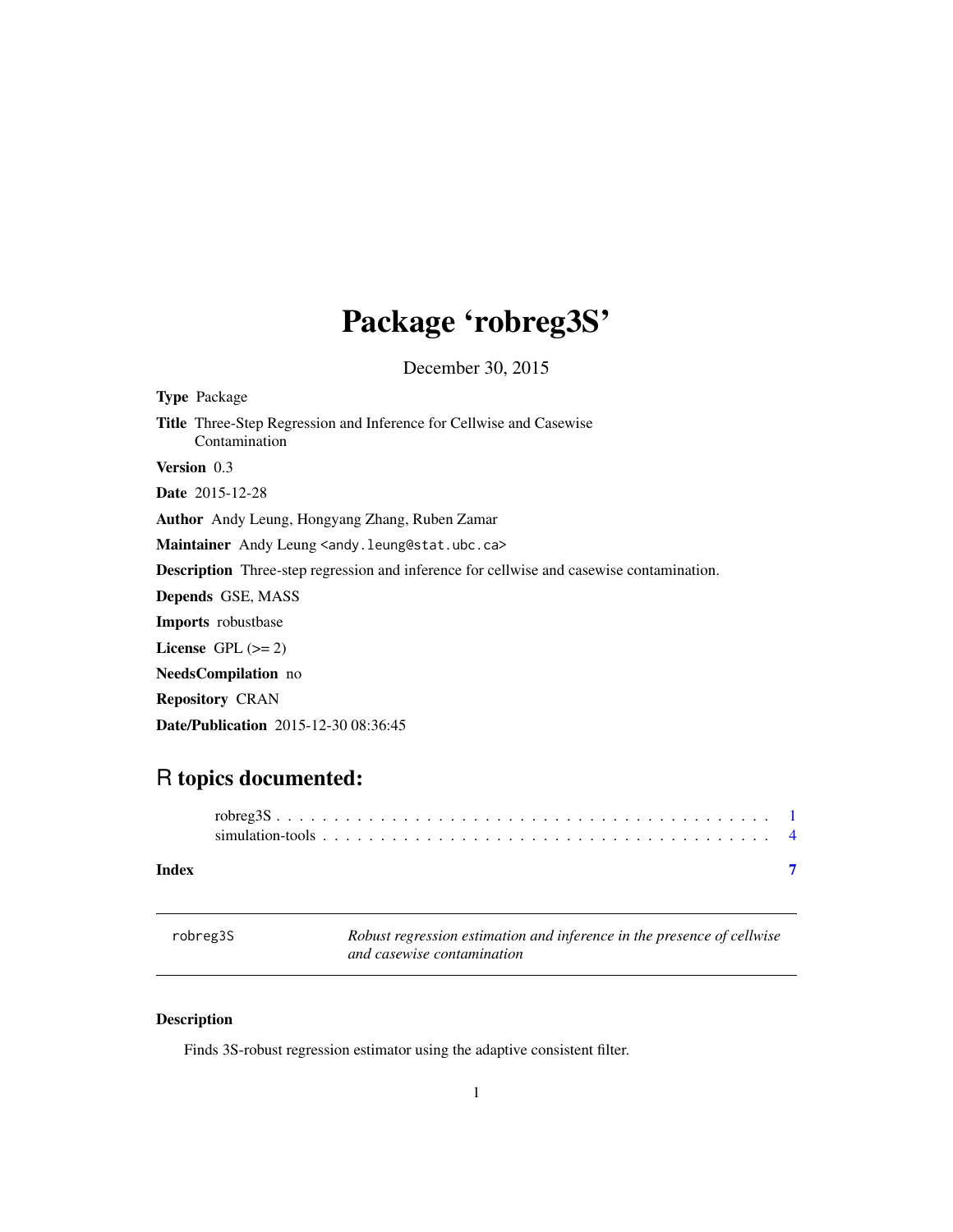# Package 'robreg3S'

December 30, 2015

**Type** Package

**Title** Three-Step Regression and Inference for Cellwise and Casewise Contamination

**Version** 0.3

**Date** 2015-12-28

**Author** Andy Leung, Hongyang Zhang, Ruben Zamar

**Maintainer** Andy Leung <andy.leung@stat.ubc.ca>

**Description** Three-step regression and inference for cellwise and casewise contamination.

**Depends** GSE, MASS

**Imports** robustbase

**License** GPL (>= 2)

**NeedsCompilation** no

**Repository** CRAN

**Date/Publication** 2015-12-30 08:36:45

## R topics documented:

robreg3S . . . . . . . . . . . . . . . . . . . . . . . . . . . . . . . . . . . . . . . . . . 1
simulation-tools . . . . . . . . . . . . . . . . . . . . . . . . . . . . . . . . . . . . . . 4

**Index** **7**

---

robreg3S — *Robust regression estimation and inference in the presence of cellwise and casewise contamination*

---

### Description

Finds 3S-robust regression estimator using the adaptive consistent filter.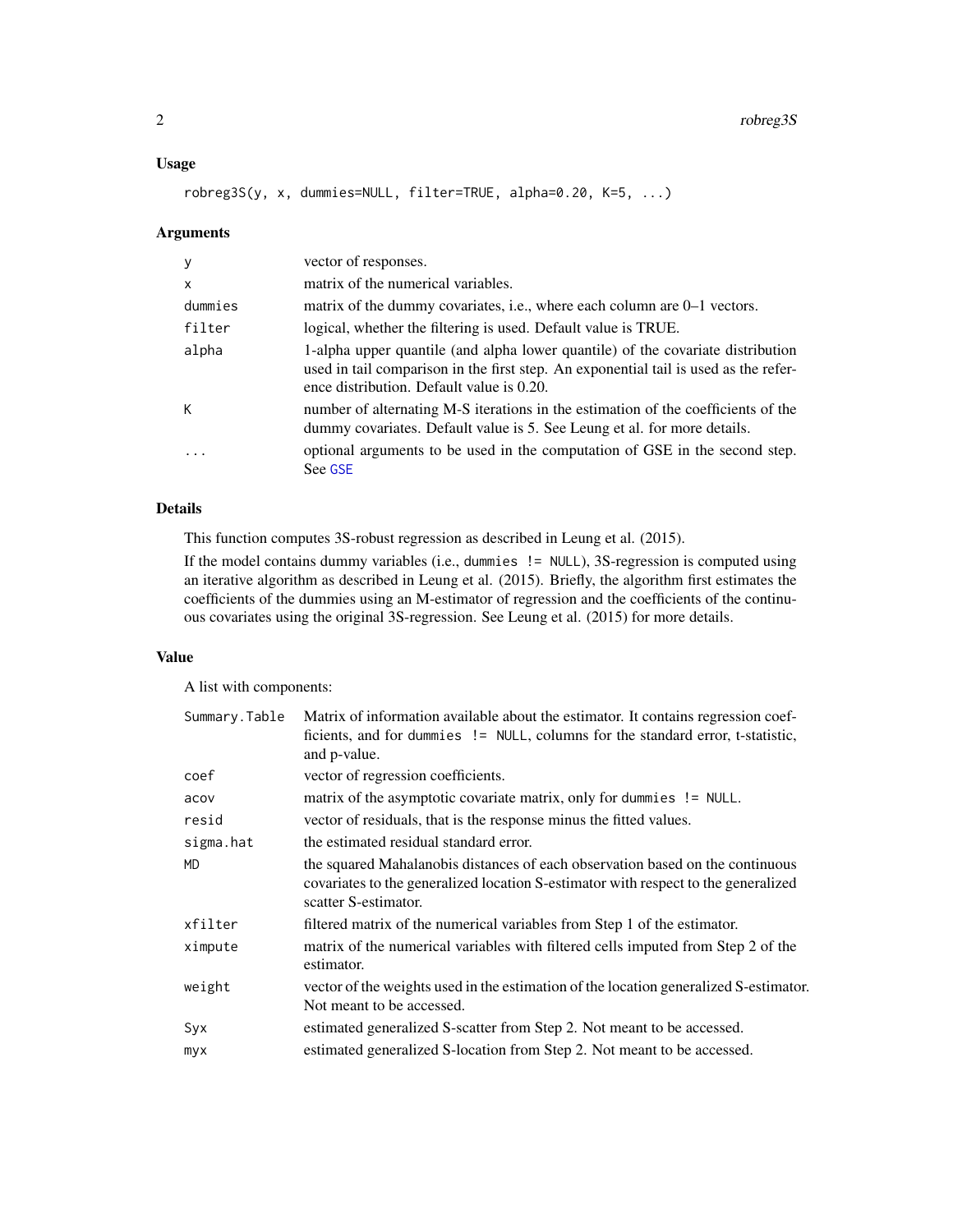## Usage

```
robreg3S(y, x, dummies=NULL, filter=TRUE, alpha=0.20, K=5, ...)
```

## Arguments

| | |
|---|---|
| y | vector of responses. |
| x | matrix of the numerical variables. |
| dummies | matrix of the dummy covariates, i.e., where each column are 0–1 vectors. |
| filter | logical, whether the filtering is used. Default value is TRUE. |
| alpha | 1-alpha upper quantile (and alpha lower quantile) of the covariate distribution used in tail comparison in the first step. An exponential tail is used as the reference distribution. Default value is 0.20. |
| K | number of alternating M-S iterations in the estimation of the coefficients of the dummy covariates. Default value is 5. See Leung et al. for more details. |
| ... | optional arguments to be used in the computation of GSE in the second step. See GSE |

## Details

This function computes 3S-robust regression as described in Leung et al. (2015).

If the model contains dummy variables (i.e., `dummies != NULL`), 3S-regression is computed using an iterative algorithm as described in Leung et al. (2015). Briefly, the algorithm first estimates the coefficients of the dummies using an M-estimator of regression and the coefficients of the continuous covariates using the original 3S-regression. See Leung et al. (2015) for more details.

## Value

A list with components:

| | |
|---|---|
| Summary.Table | Matrix of information available about the estimator. It contains regression coefficients, and for `dummies != NULL`, columns for the standard error, t-statistic, and p-value. |
| coef | vector of regression coefficients. |
| acov | matrix of the asymptotic covariate matrix, only for `dummies != NULL`. |
| resid | vector of residuals, that is the response minus the fitted values. |
| sigma.hat | the estimated residual standard error. |
| MD | the squared Mahalanobis distances of each observation based on the continuous covariates to the generalized location S-estimator with respect to the generalized scatter S-estimator. |
| xfilter | filtered matrix of the numerical variables from Step 1 of the estimator. |
| ximpute | matrix of the numerical variables with filtered cells imputed from Step 2 of the estimator. |
| weight | vector of the weights used in the estimation of the location generalized S-estimator. Not meant to be accessed. |
| Syx | estimated generalized S-scatter from Step 2. Not meant to be accessed. |
| myx | estimated generalized S-location from Step 2. Not meant to be accessed. |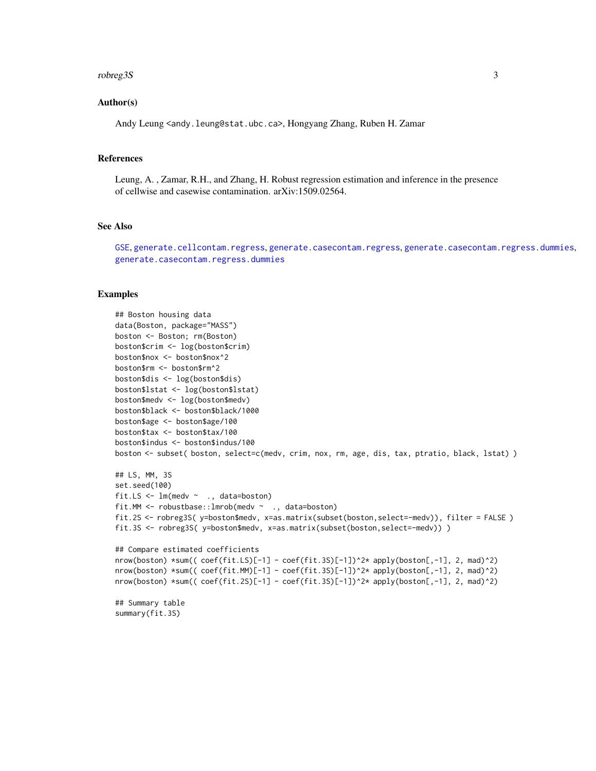## Author(s)

Andy Leung <andy.leung@stat.ubc.ca>, Hongyang Zhang, Ruben H. Zamar

## References

Leung, A. , Zamar, R.H., and Zhang, H. Robust regression estimation and inference in the presence of cellwise and casewise contamination. arXiv:1509.02564.

## See Also

GSE, generate.cellcontam.regress, generate.casecontam.regress, generate.casecontam.regress.dummies, generate.casecontam.regress.dummies

## Examples

```
## Boston housing data
data(Boston, package="MASS")
boston <- Boston; rm(Boston)
boston$crim <- log(boston$crim)
boston$nox <- boston$nox^2
boston$rm <- boston$rm^2
boston$dis <- log(boston$dis)
boston$lstat <- log(boston$lstat)
boston$medv <- log(boston$medv)
boston$black <- boston$black/1000
boston$age <- boston$age/100
boston$tax <- boston$tax/100
boston$indus <- boston$indus/100
boston <- subset( boston, select=c(medv, crim, nox, rm, age, dis, tax, ptratio, black, lstat) )

## LS, MM, 3S
set.seed(100)
fit.LS <- lm(medv ~  ., data=boston)
fit.MM <- robustbase::lmrob(medv ~  ., data=boston)
fit.2S <- robreg3S( y=boston$medv, x=as.matrix(subset(boston,select=-medv)), filter = FALSE )
fit.3S <- robreg3S( y=boston$medv, x=as.matrix(subset(boston,select=-medv)) )

## Compare estimated coefficients
nrow(boston) *sum(( coef(fit.LS)[-1] - coef(fit.3S)[-1])^2* apply(boston[,-1], 2, mad)^2)
nrow(boston) *sum(( coef(fit.MM)[-1] - coef(fit.3S)[-1])^2* apply(boston[,-1], 2, mad)^2)
nrow(boston) *sum(( coef(fit.2S)[-1] - coef(fit.3S)[-1])^2* apply(boston[,-1], 2, mad)^2)

## Summary table
summary(fit.3S)
```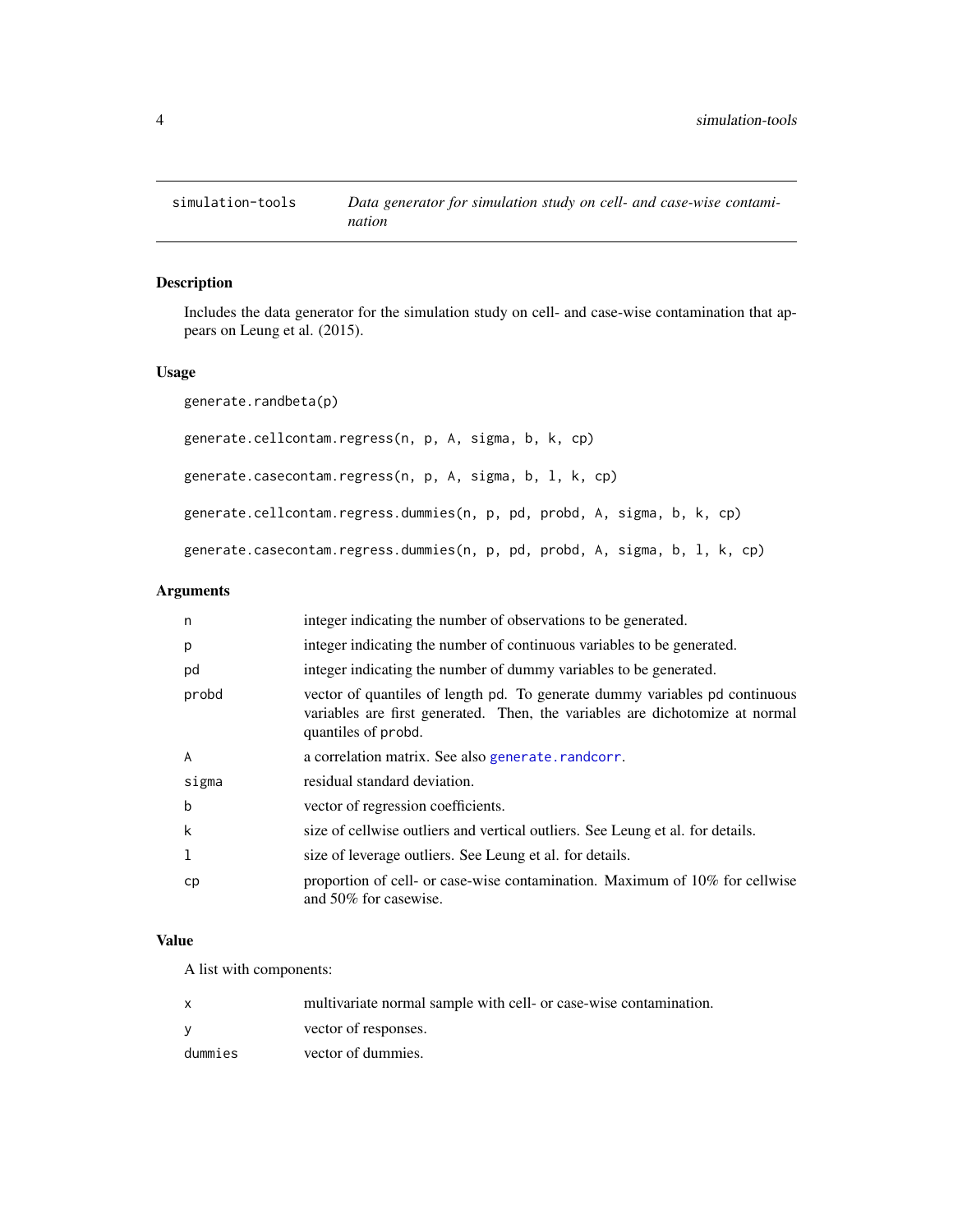| simulation-tools | *Data generator for simulation study on cell- and case-wise contamination* |
|---|---|

## Description

Includes the data generator for the simulation study on cell- and case-wise contamination that appears on Leung et al. (2015).

## Usage

```
generate.randbeta(p)

generate.cellcontam.regress(n, p, A, sigma, b, k, cp)

generate.casecontam.regress(n, p, A, sigma, b, l, k, cp)

generate.cellcontam.regress.dummies(n, p, pd, probd, A, sigma, b, k, cp)

generate.casecontam.regress.dummies(n, p, pd, probd, A, sigma, b, l, k, cp)
```

## Arguments

| | |
|---|---|
| `n` | integer indicating the number of observations to be generated. |
| `p` | integer indicating the number of continuous variables to be generated. |
| `pd` | integer indicating the number of dummy variables to be generated. |
| `probd` | vector of quantiles of length `pd`. To generate dummy variables `pd` continuous variables are first generated. Then, the variables are dichotomize at normal quantiles of `probd`. |
| `A` | a correlation matrix. See also `generate.randcorr`. |
| `sigma` | residual standard deviation. |
| `b` | vector of regression coefficients. |
| `k` | size of cellwise outliers and vertical outliers. See Leung et al. for details. |
| `l` | size of leverage outliers. See Leung et al. for details. |
| `cp` | proportion of cell- or case-wise contamination. Maximum of 10% for cellwise and 50% for casewise. |

## Value

A list with components:

| | |
|---|---|
| `x` | multivariate normal sample with cell- or case-wise contamination. |
| `y` | vector of responses. |
| `dummies` | vector of dummies. |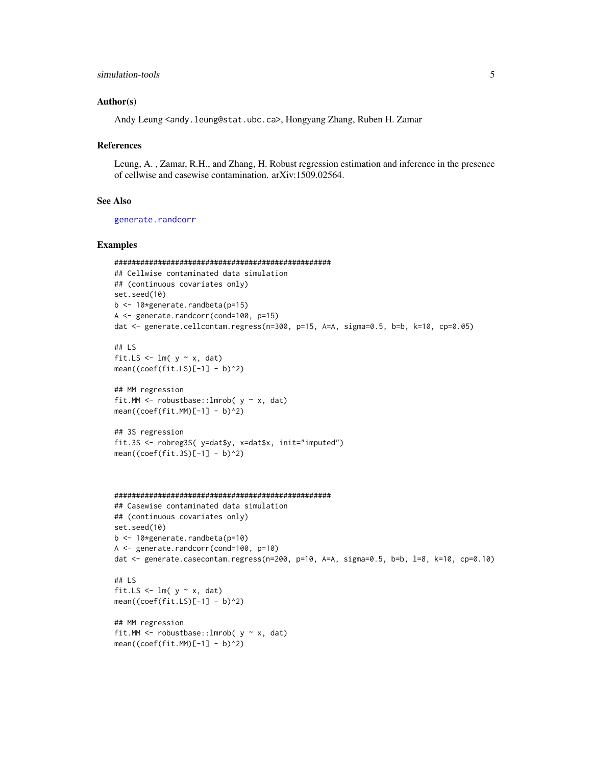### Author(s)

Andy Leung <andy.leung@stat.ubc.ca>, Hongyang Zhang, Ruben H. Zamar

### References

Leung, A. , Zamar, R.H., and Zhang, H. Robust regression estimation and inference in the presence of cellwise and casewise contamination. arXiv:1509.02564.

### See Also

generate.randcorr

### Examples

```
####################################################
## Cellwise contaminated data simulation
## (continuous covariates only)
set.seed(10)
b <- 10*generate.randbeta(p=15)
A <- generate.randcorr(cond=100, p=15)
dat <- generate.cellcontam.regress(n=300, p=15, A=A, sigma=0.5, b=b, k=10, cp=0.05)

## LS
fit.LS <- lm( y ~ x, dat)
mean((coef(fit.LS)[-1] - b)^2)

## MM regression
fit.MM <- robustbase::lmrob( y ~ x, dat)
mean((coef(fit.MM)[-1] - b)^2)

## 3S regression
fit.3S <- robreg3S( y=dat$y, x=dat$x, init="imputed")
mean((coef(fit.3S)[-1] - b)^2)



####################################################
## Casewise contaminated data simulation
## (continuous covariates only)
set.seed(10)
b <- 10*generate.randbeta(p=10)
A <- generate.randcorr(cond=100, p=10)
dat <- generate.casecontam.regress(n=200, p=10, A=A, sigma=0.5, b=b, l=8, k=10, cp=0.10)

## LS
fit.LS <- lm( y ~ x, dat)
mean((coef(fit.LS)[-1] - b)^2)

## MM regression
fit.MM <- robustbase::lmrob( y ~ x, dat)
mean((coef(fit.MM)[-1] - b)^2)
```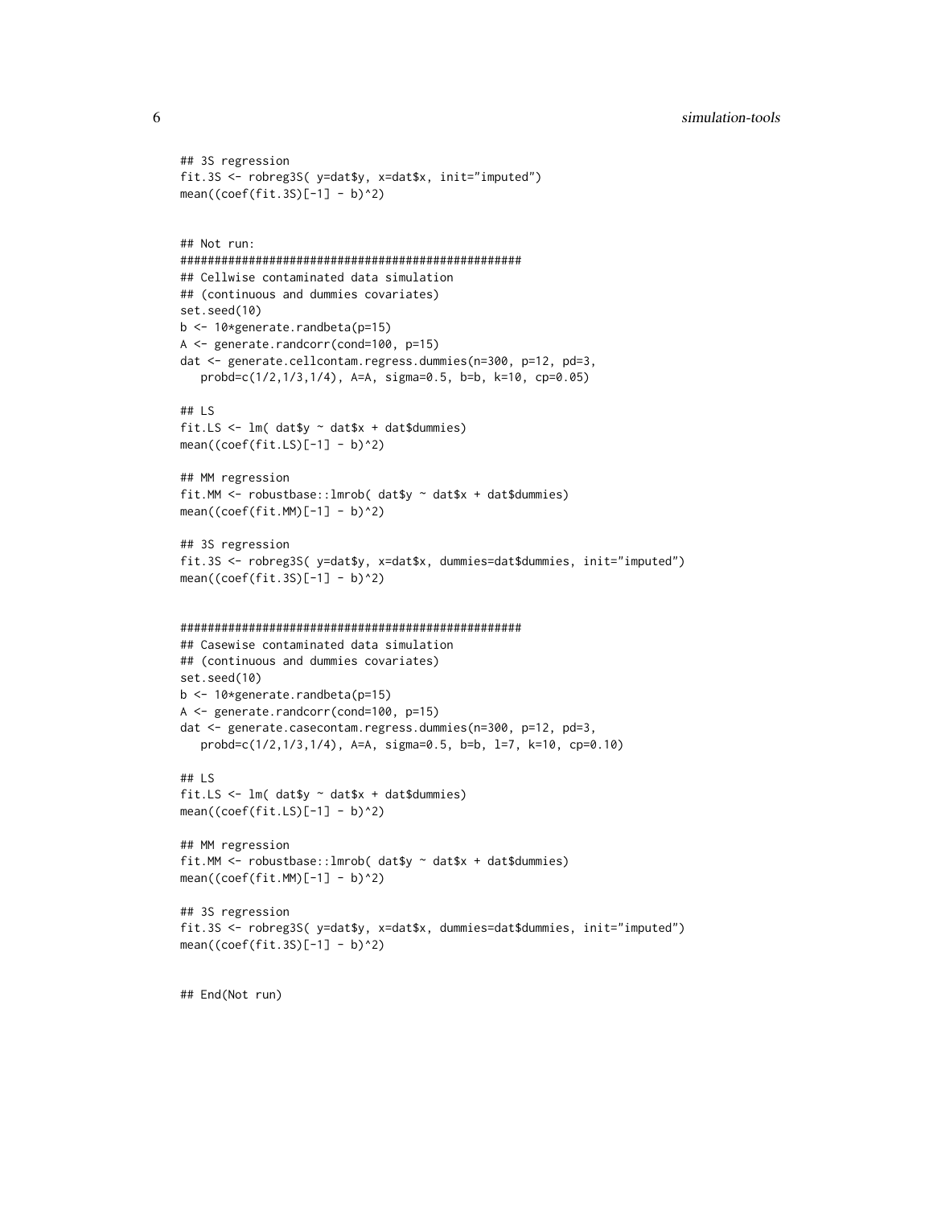```
## 3S regression
fit.3S <- robreg3S( y=dat$y, x=dat$x, init="imputed")
mean((coef(fit.3S)[-1] - b)^2)


## Not run:
###################################################
## Cellwise contaminated data simulation
## (continuous and dummies covariates)
set.seed(10)
b <- 10*generate.randbeta(p=15)
A <- generate.randcorr(cond=100, p=15)
dat <- generate.cellcontam.regress.dummies(n=300, p=12, pd=3,
   probd=c(1/2,1/3,1/4), A=A, sigma=0.5, b=b, k=10, cp=0.05)

## LS
fit.LS <- lm( dat$y ~ dat$x + dat$dummies)
mean((coef(fit.LS)[-1] - b)^2)

## MM regression
fit.MM <- robustbase::lmrob( dat$y ~ dat$x + dat$dummies)
mean((coef(fit.MM)[-1] - b)^2)

## 3S regression
fit.3S <- robreg3S( y=dat$y, x=dat$x, dummies=dat$dummies, init="imputed")
mean((coef(fit.3S)[-1] - b)^2)


###################################################
## Casewise contaminated data simulation
## (continuous and dummies covariates)
set.seed(10)
b <- 10*generate.randbeta(p=15)
A <- generate.randcorr(cond=100, p=15)
dat <- generate.casecontam.regress.dummies(n=300, p=12, pd=3,
   probd=c(1/2,1/3,1/4), A=A, sigma=0.5, b=b, l=7, k=10, cp=0.10)

## LS
fit.LS <- lm( dat$y ~ dat$x + dat$dummies)
mean((coef(fit.LS)[-1] - b)^2)

## MM regression
fit.MM <- robustbase::lmrob( dat$y ~ dat$x + dat$dummies)
mean((coef(fit.MM)[-1] - b)^2)

## 3S regression
fit.3S <- robreg3S( y=dat$y, x=dat$x, dummies=dat$dummies, init="imputed")
mean((coef(fit.3S)[-1] - b)^2)


## End(Not run)
```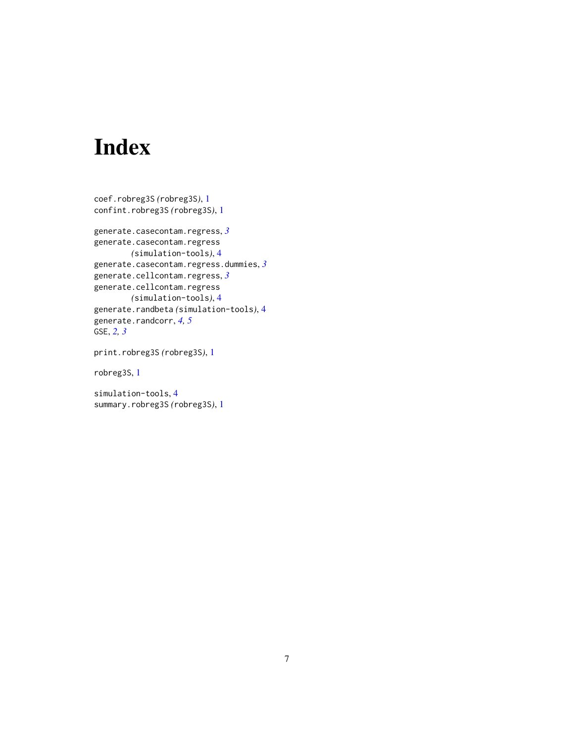# Index

coef.robreg3S (robreg3S), 1
confint.robreg3S (robreg3S), 1

generate.casecontam.regress, *3*
generate.casecontam.regress
        (simulation-tools), 4
generate.casecontam.regress.dummies, *3*
generate.cellcontam.regress, *3*
generate.cellcontam.regress
        (simulation-tools), 4
generate.randbeta (simulation-tools), 4
generate.randcorr, *4, 5*
GSE, *2, 3*

print.robreg3S (robreg3S), 1

robreg3S, 1

simulation-tools, 4
summary.robreg3S (robreg3S), 1